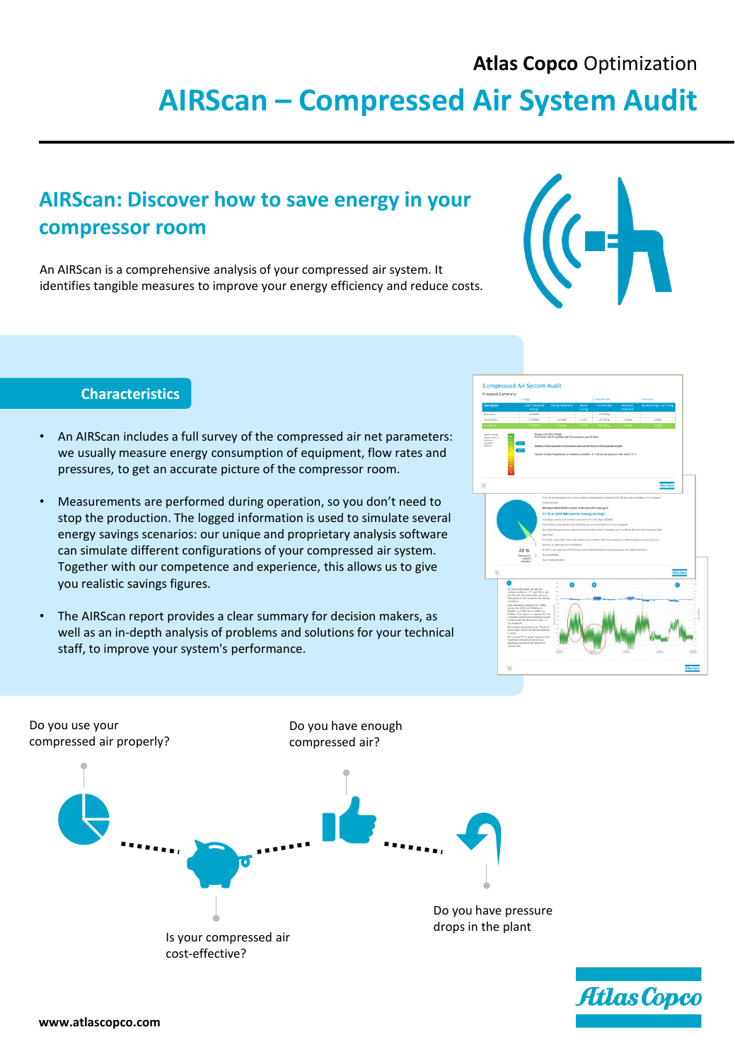Atlas Copco Optimization

# AIRScan – Compressed Air System Audit

## AIRScan: Discover how to save energy in your compressor room

An AIRScan is a comprehensive analysis of your compressed air system. It identifies tangible measures to improve your energy efficiency and reduce costs.

### Characteristics

- An AIRScan includes a full survey of the compressed air net parameters: we usually measure energy consumption of equipment, flow rates and pressures, to get an accurate picture of the compressor room.
- Measurements are performed during operation, so you don't need to stop the production. The logged information is used to simulate several energy savings scenarios: our unique and proprietary analysis software can simulate different configurations of your compressed air system. Together with our competence and experience, this allows us to give you realistic savings figures.
- The AIRScan report provides a clear summary for decision makers, as well as an in-depth analysis of problems and solutions for your technical staff, to improve your system's performance.

Do you use your compressed air properly?

Do you have enough compressed air?

Is your compressed air cost-effective?

Do you have pressure drops in the plant

www.atlascopco.com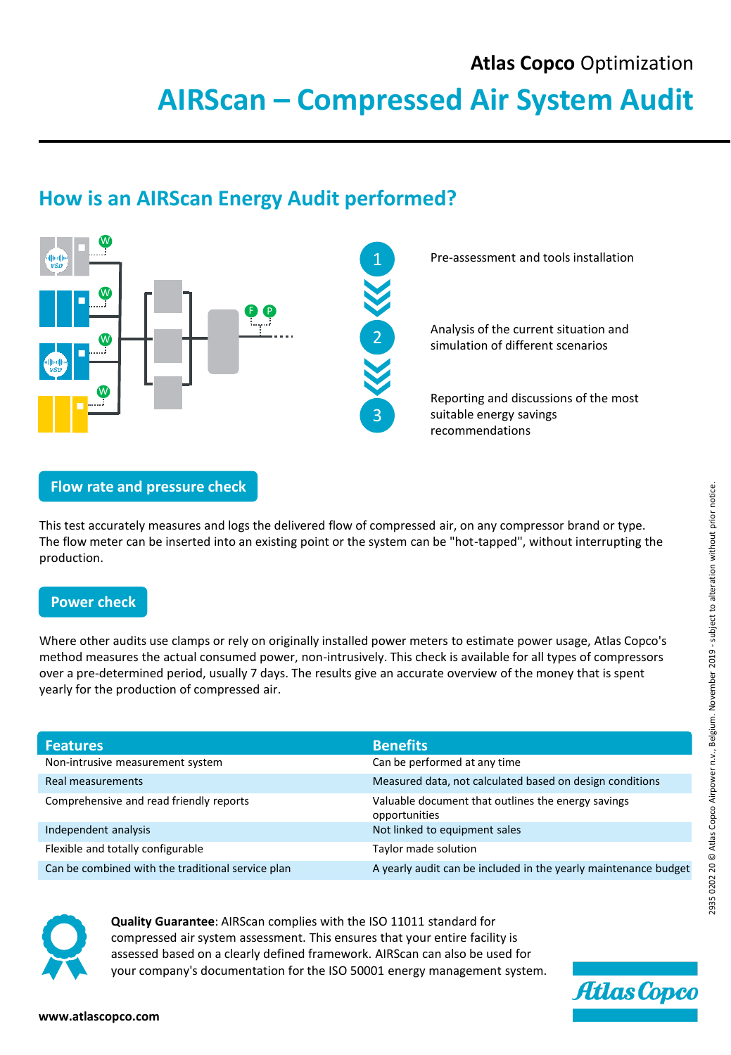Atlas Copco Optimization

# AIRScan – Compressed Air System Audit

## How is an AIRScan Energy Audit performed?

1. Pre-assessment and tools installation
2. Analysis of the current situation and simulation of different scenarios
3. Reporting and discussions of the most suitable energy savings recommendations

### Flow rate and pressure check

This test accurately measures and logs the delivered flow of compressed air, on any compressor brand or type. The flow meter can be inserted into an existing point or the system can be "hot-tapped", without interrupting the production.

### Power check

Where other audits use clamps or rely on originally installed power meters to estimate power usage, Atlas Copco's method measures the actual consumed power, non-intrusively. This check is available for all types of compressors over a pre-determined period, usually 7 days. The results give an accurate overview of the money that is spent yearly for the production of compressed air.

| Features | Benefits |
| --- | --- |
| Non-intrusive measurement system | Can be performed at any time |
| Real measurements | Measured data, not calculated based on design conditions |
| Comprehensive and read friendly reports | Valuable document that outlines the energy savings opportunities |
| Independent analysis | Not linked to equipment sales |
| Flexible and totally configurable | Taylor made solution |
| Can be combined with the traditional service plan | A yearly audit can be included in the yearly maintenance budget |

**Quality Guarantee**: AIRScan complies with the ISO 11011 standard for compressed air system assessment. This ensures that your entire facility is assessed based on a clearly defined framework. AIRScan can also be used for your company's documentation for the ISO 50001 energy management system.

2935 0202 20 © Atlas Copco Airpower n.v., Belgium. November 2019 - subject to alteration without prior notice.

**www.atlascopco.com**